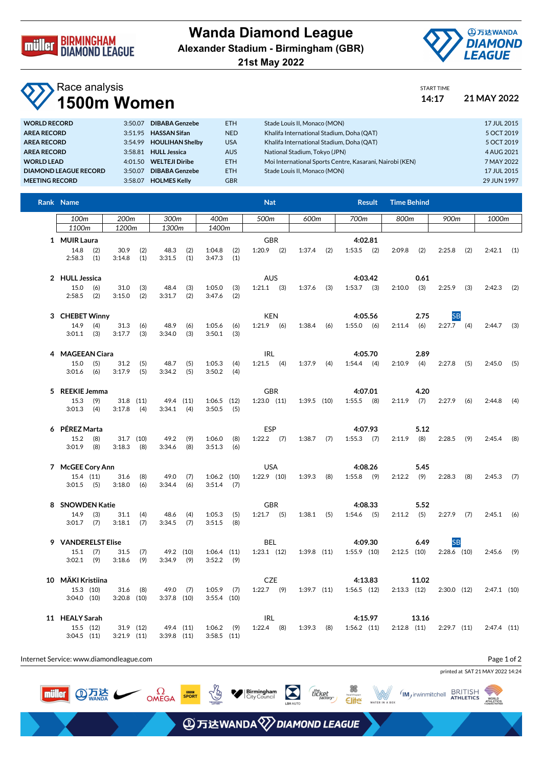# Wanda Diamond League

**Alexander Stadium - Birmingham (GBR)**

**21st May 2022**

## Race analysis

# 1500m Women

START TIME **14:17** **21 MAY 2022**

| | | | | | |
|---|---|---|---|---|---|
| **WORLD RECORD** | 3:50.07 | **DIBABA Genzebe** | ETH | Stade Louis II, Monaco (MON) | 17 JUL 2015 |
| **AREA RECORD** | 3:51.95 | **HASSAN Sifan** | NED | Khalifa International Stadium, Doha (QAT) | 5 OCT 2019 |
| **AREA RECORD** | 3:54.99 | **HOULIHAN Shelby** | USA | Khalifa International Stadium, Doha (QAT) | 5 OCT 2019 |
| **AREA RECORD** | 3:58.81 | **HULL Jessica** | AUS | National Stadium, Tokyo (JPN) | 4 AUG 2021 |
| **WORLD LEAD** | 4:01.50 | **WELTEJI Diribe** | ETH | Moi International Sports Centre, Kasarani, Nairobi (KEN) | 7 MAY 2022 |
| **DIAMOND LEAGUE RECORD** | 3:50.07 | **DIBABA Genzebe** | ETH | Stade Louis II, Monaco (MON) | 17 JUL 2015 |
| **MEETING RECORD** | 3:58.07 | **HOLMES Kelly** | GBR | | 29 JUN 1997 |

| Rank | Name | Nat | Result | Time Behind | 100m | 200m | 300m | 400m | 500m | 600m | 700m | 800m | 900m | 1000m | 1100m | 1200m | 1300m | 1400m |
|---|---|---|---|---|---|---|---|---|---|---|---|---|---|---|---|---|---|---|
| 1 | **MUIR Laura** | GBR | **4:02.81** | | 14.8 (2) | 30.9 (2) | 48.3 (2) | 1:04.8 (2) | 1:20.9 (2) | 1:37.4 (2) | 1:53.5 (2) | 2:09.8 (2) | 2:25.8 (2) | 2:42.1 (1) | 2:58.3 (1) | 3:14.8 (1) | 3:31.5 (1) | 3:47.3 (1) |
| 2 | **HULL Jessica** | AUS | **4:03.42** | **0.61** | 15.0 (6) | 31.0 (3) | 48.4 (3) | 1:05.0 (3) | 1:21.1 (3) | 1:37.6 (3) | 1:53.7 (3) | 2:10.0 (3) | 2:25.9 (3) | 2:42.3 (2) | 2:58.5 (2) | 3:15.0 (2) | 3:31.7 (2) | 3:47.6 (2) |
| 3 | **CHEBET Winny** | KEN | **4:05.56** SB | **2.75** | 14.9 (4) | 31.3 (6) | 48.9 (6) | 1:05.6 (6) | 1:21.9 (6) | 1:38.4 (6) | 1:55.0 (6) | 2:11.4 (6) | 2:27.7 (4) | 2:44.7 (3) | 3:01.1 (3) | 3:17.7 (3) | 3:34.0 (3) | 3:50.1 (3) |
| 4 | **MAGEEAN Ciara** | IRL | **4:05.70** | **2.89** | 15.0 (5) | 31.2 (5) | 48.7 (5) | 1:05.3 (4) | 1:21.5 (4) | 1:37.9 (4) | 1:54.4 (4) | 2:10.9 (4) | 2:27.8 (5) | 2:45.0 (5) | 3:01.6 (6) | 3:17.9 (5) | 3:34.2 (5) | 3:50.2 (4) |
| 5 | **REEKIE Jemma** | GBR | **4:07.01** | **4.20** | 15.3 (9) | 31.8 (11) | 49.4 (11) | 1:06.5 (12) | 1:23.0 (11) | 1:39.5 (10) | 1:55.5 (8) | 2:11.9 (7) | 2:27.9 (6) | 2:44.8 (4) | 3:01.3 (4) | 3:17.8 (4) | 3:34.1 (4) | 3:50.5 (5) |
| 6 | **PÉREZ Marta** | ESP | **4:07.93** | **5.12** | 15.2 (8) | 31.7 (10) | 49.2 (9) | 1:06.0 (8) | 1:22.2 (7) | 1:38.7 (7) | 1:55.3 (7) | 2:11.9 (8) | 2:28.5 (9) | 2:45.4 (8) | 3:01.9 (8) | 3:18.3 (8) | 3:34.6 (8) | 3:51.3 (6) |
| 7 | **McGEE Cory Ann** | USA | **4:08.26** | **5.45** | 15.4 (11) | 31.6 (8) | 49.0 (7) | 1:06.2 (10) | 1:22.9 (10) | 1:39.3 (8) | 1:55.8 (9) | 2:12.2 (9) | 2:28.3 (8) | 2:45.3 (7) | 3:01.5 (5) | 3:18.0 (6) | 3:34.4 (6) | 3:51.4 (7) |
| 8 | **SNOWDEN Katie** | GBR | **4:08.33** | **5.52** | 14.9 (3) | 31.1 (4) | 48.6 (4) | 1:05.3 (5) | 1:21.7 (5) | 1:38.1 (5) | 1:54.6 (5) | 2:11.2 (5) | 2:27.9 (7) | 2:45.1 (6) | 3:01.7 (7) | 3:18.1 (7) | 3:34.5 (7) | 3:51.5 (8) |
| 9 | **VANDERELST Elise** | BEL | **4:09.30** SB | **6.49** | 15.1 (7) | 31.5 (7) | 49.2 (10) | 1:06.4 (11) | 1:23.1 (12) | 1:39.8 (11) | 1:55.9 (10) | 2:12.5 (10) | 2:28.6 (10) | 2:45.6 (9) | 3:02.1 (9) | 3:18.6 (9) | 3:34.9 (9) | 3:52.2 (9) |
| 10 | **MÄKI Kristiina** | CZE | **4:13.83** | **11.02** | 15.3 (10) | 31.6 (8) | 49.0 (7) | 1:05.9 (7) | 1:22.7 (9) | 1:39.7 (11) | 1:56.5 (12) | 2:13.3 (12) | 2:30.0 (12) | 2:47.1 (10) | 3:04.0 (10) | 3:20.8 (10) | 3:37.8 (10) | 3:55.4 (10) |
| 11 | **HEALY Sarah** | IRL | **4:15.97** | **13.16** | 15.5 (12) | 31.9 (12) | 49.4 (11) | 1:06.2 (9) | 1:22.4 (8) | 1:39.3 (8) | 1:56.2 (11) | 2:12.8 (11) | 2:29.7 (11) | 2:47.4 (11) | 3:04.5 (11) | 3:21.9 (11) | 3:39.8 (11) | 3:58.5 (11) |

Internet Service: www.diamondleague.com

printed at SAT 21 MAY 2022 14:24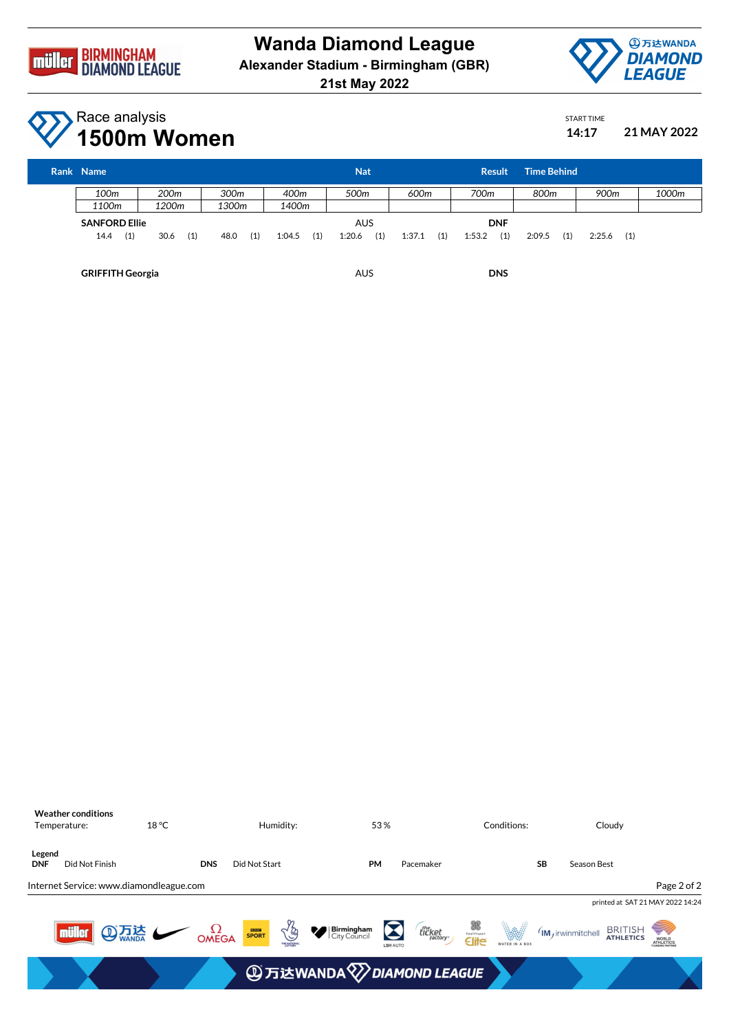# Wanda Diamond League

**Alexander Stadium - Birmingham (GBR)**

**21st May 2022**

## Race analysis

# 1500m Women

START TIME **14:17** **21 MAY 2022**

| Rank | Name | Nat | Result | Time Behind |
|---|---|---|---|---|

| 100m | 200m | 300m | 400m | 500m | 600m | 700m | 800m | 900m | 1000m |
|---|---|---|---|---|---|---|---|---|---|
| 1100m | 1200m | 1300m | 1400m | | | | | | |

**SANFORD Ellie** AUS **DNF**

| 100m | 200m | 300m | 400m | 500m | 600m | 700m | 800m | 900m |
|---|---|---|---|---|---|---|---|---|
| 14.4 (1) | 30.6 (1) | 48.0 (1) | 1:04.5 (1) | 1:20.6 (1) | 1:37.1 (1) | 1:53.2 (1) | 2:09.5 (1) | 2:25.6 (1) |

**GRIFFITH Georgia** AUS **DNS**

**Weather conditions**

| | | | | | |
|---|---|---|---|---|---|
| Temperature: | 18 °C | Humidity: | 53 % | Conditions: | Cloudy |

**Legend**

| | | | | | | | |
|---|---|---|---|---|---|---|---|
| **DNF** | Did Not Finish | **DNS** | Did Not Start | **PM** | Pacemaker | **SB** | Season Best |

Internet Service: www.diamondleague.com

printed at SAT 21 MAY 2022 14:24